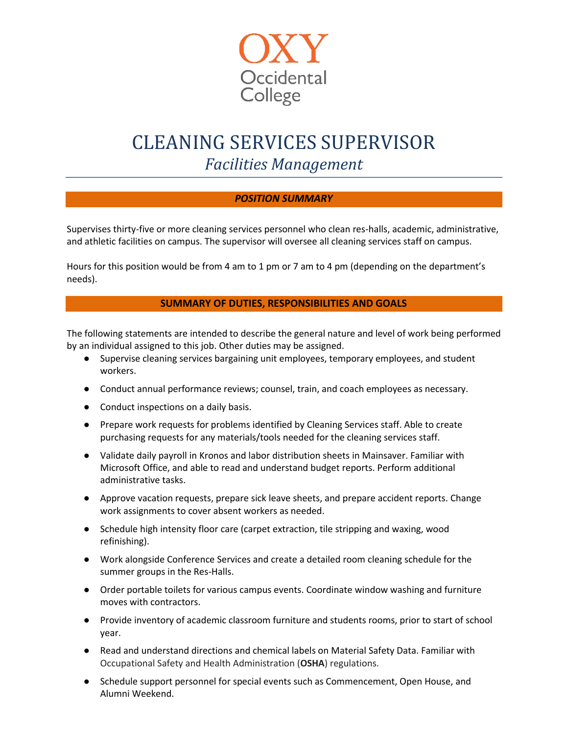OXY
Occidental
College

# CLEANING SERVICES SUPERVISOR

## *Facilities Management*

### *POSITION SUMMARY*

Supervises thirty-five or more cleaning services personnel who clean res-halls, academic, administrative, and athletic facilities on campus. The supervisor will oversee all cleaning services staff on campus.

Hours for this position would be from 4 am to 1 pm or 7 am to 4 pm (depending on the department's needs).

### SUMMARY OF DUTIES, RESPONSIBILITIES AND GOALS

The following statements are intended to describe the general nature and level of work being performed by an individual assigned to this job. Other duties may be assigned.

- Supervise cleaning services bargaining unit employees, temporary employees, and student workers.
- Conduct annual performance reviews; counsel, train, and coach employees as necessary.
- Conduct inspections on a daily basis.
- Prepare work requests for problems identified by Cleaning Services staff. Able to create purchasing requests for any materials/tools needed for the cleaning services staff.
- Validate daily payroll in Kronos and labor distribution sheets in Mainsaver. Familiar with Microsoft Office, and able to read and understand budget reports. Perform additional administrative tasks.
- Approve vacation requests, prepare sick leave sheets, and prepare accident reports. Change work assignments to cover absent workers as needed.
- Schedule high intensity floor care (carpet extraction, tile stripping and waxing, wood refinishing).
- Work alongside Conference Services and create a detailed room cleaning schedule for the summer groups in the Res-Halls.
- Order portable toilets for various campus events. Coordinate window washing and furniture moves with contractors.
- Provide inventory of academic classroom furniture and students rooms, prior to start of school year.
- Read and understand directions and chemical labels on Material Safety Data. Familiar with Occupational Safety and Health Administration (**OSHA**) regulations.
- Schedule support personnel for special events such as Commencement, Open House, and Alumni Weekend.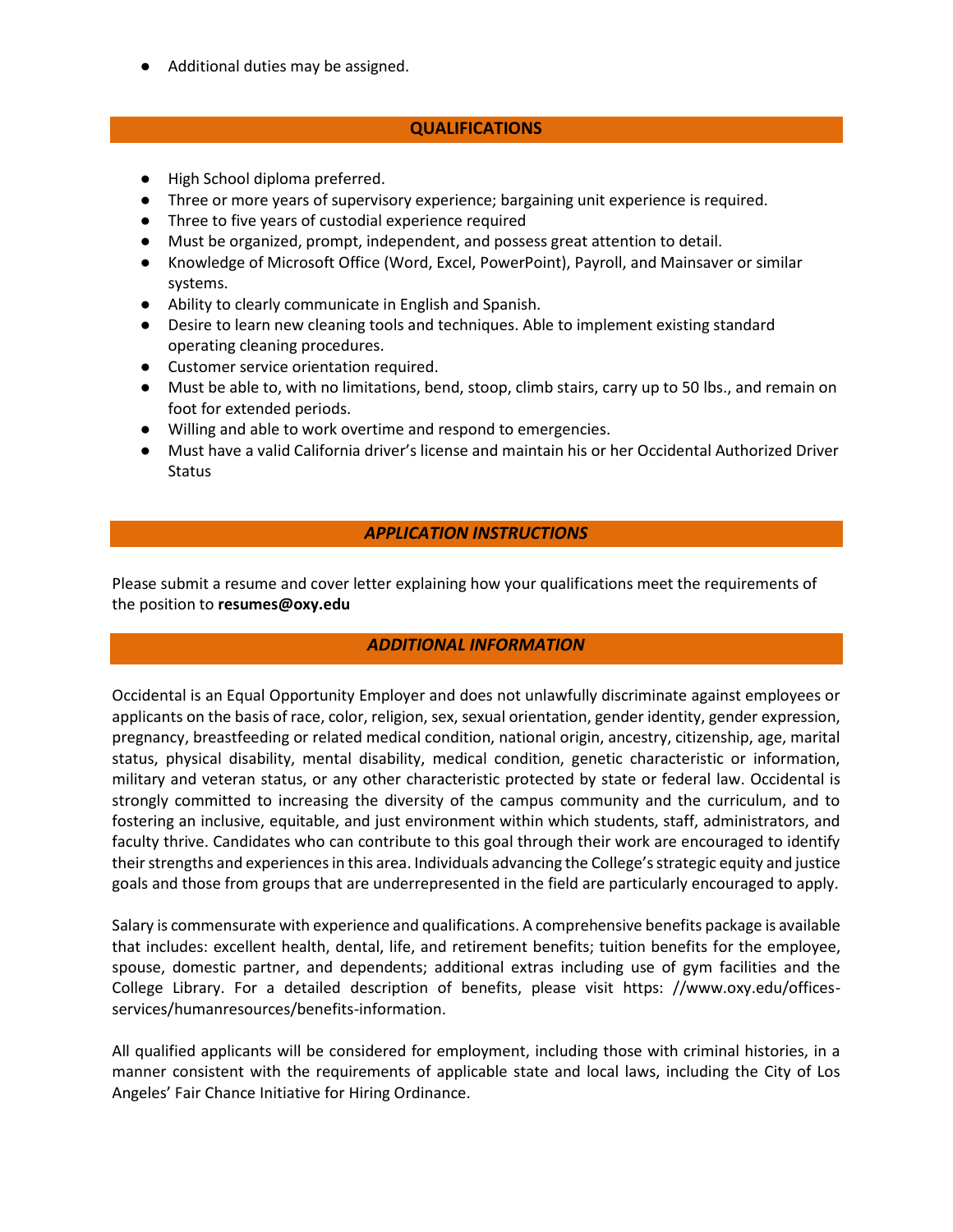- Additional duties may be assigned.

## QUALIFICATIONS

- High School diploma preferred.
- Three or more years of supervisory experience; bargaining unit experience is required.
- Three to five years of custodial experience required
- Must be organized, prompt, independent, and possess great attention to detail.
- Knowledge of Microsoft Office (Word, Excel, PowerPoint), Payroll, and Mainsaver or similar systems.
- Ability to clearly communicate in English and Spanish.
- Desire to learn new cleaning tools and techniques. Able to implement existing standard operating cleaning procedures.
- Customer service orientation required.
- Must be able to, with no limitations, bend, stoop, climb stairs, carry up to 50 lbs., and remain on foot for extended periods.
- Willing and able to work overtime and respond to emergencies.
- Must have a valid California driver's license and maintain his or her Occidental Authorized Driver Status

## *APPLICATION INSTRUCTIONS*

Please submit a resume and cover letter explaining how your qualifications meet the requirements of the position to **resumes@oxy.edu**

## *ADDITIONAL INFORMATION*

Occidental is an Equal Opportunity Employer and does not unlawfully discriminate against employees or applicants on the basis of race, color, religion, sex, sexual orientation, gender identity, gender expression, pregnancy, breastfeeding or related medical condition, national origin, ancestry, citizenship, age, marital status, physical disability, mental disability, medical condition, genetic characteristic or information, military and veteran status, or any other characteristic protected by state or federal law. Occidental is strongly committed to increasing the diversity of the campus community and the curriculum, and to fostering an inclusive, equitable, and just environment within which students, staff, administrators, and faculty thrive. Candidates who can contribute to this goal through their work are encouraged to identify their strengths and experiences in this area. Individuals advancing the College's strategic equity and justice goals and those from groups that are underrepresented in the field are particularly encouraged to apply.

Salary is commensurate with experience and qualifications. A comprehensive benefits package is available that includes: excellent health, dental, life, and retirement benefits; tuition benefits for the employee, spouse, domestic partner, and dependents; additional extras including use of gym facilities and the College Library. For a detailed description of benefits, please visit https: //www.oxy.edu/offices-services/humanresources/benefits-information.

All qualified applicants will be considered for employment, including those with criminal histories, in a manner consistent with the requirements of applicable state and local laws, including the City of Los Angeles' Fair Chance Initiative for Hiring Ordinance.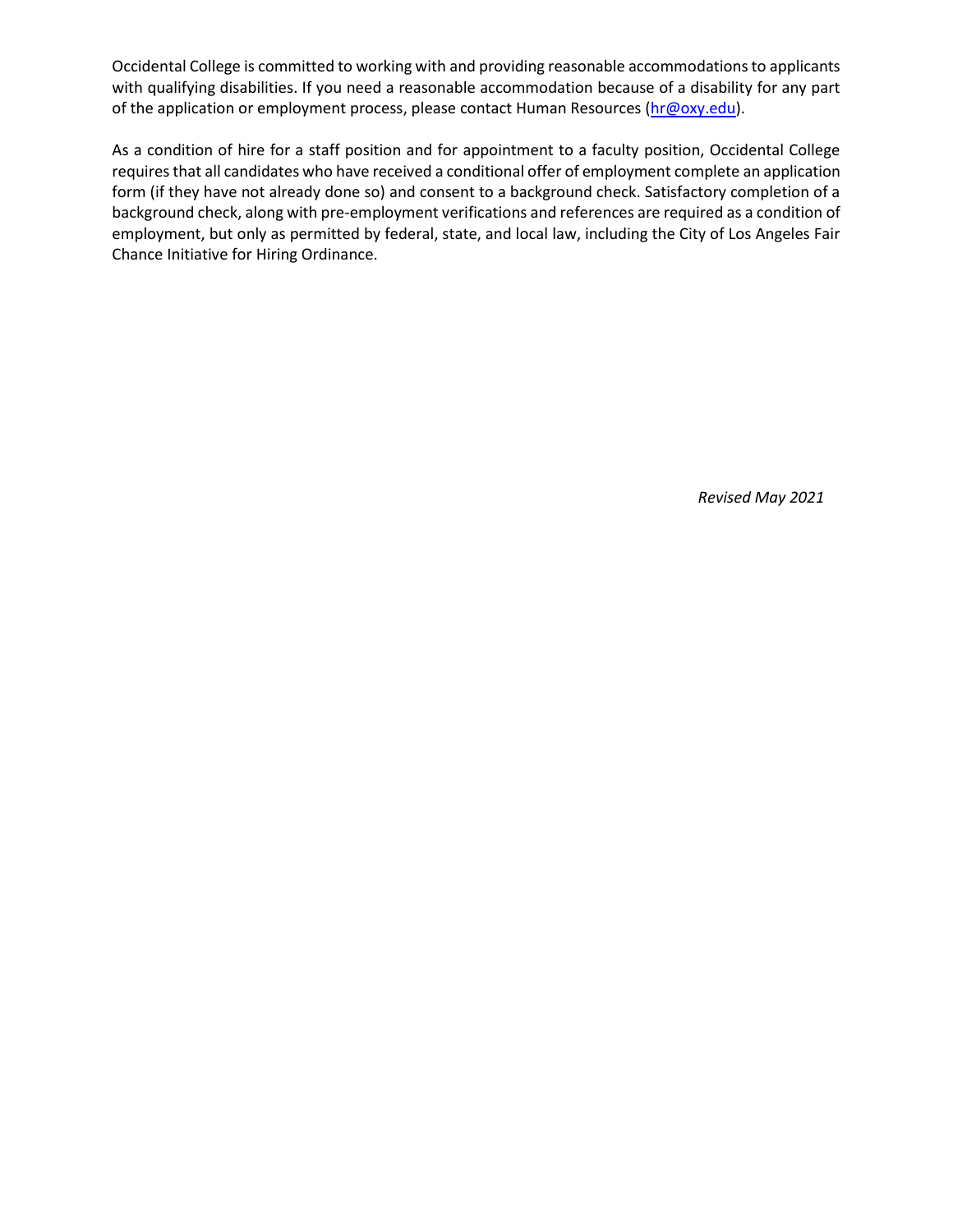Occidental College is committed to working with and providing reasonable accommodations to applicants with qualifying disabilities. If you need a reasonable accommodation because of a disability for any part of the application or employment process, please contact Human Resources (hr@oxy.edu).

As a condition of hire for a staff position and for appointment to a faculty position, Occidental College requires that all candidates who have received a conditional offer of employment complete an application form (if they have not already done so) and consent to a background check. Satisfactory completion of a background check, along with pre-employment verifications and references are required as a condition of employment, but only as permitted by federal, state, and local law, including the City of Los Angeles Fair Chance Initiative for Hiring Ordinance.

*Revised May 2021*